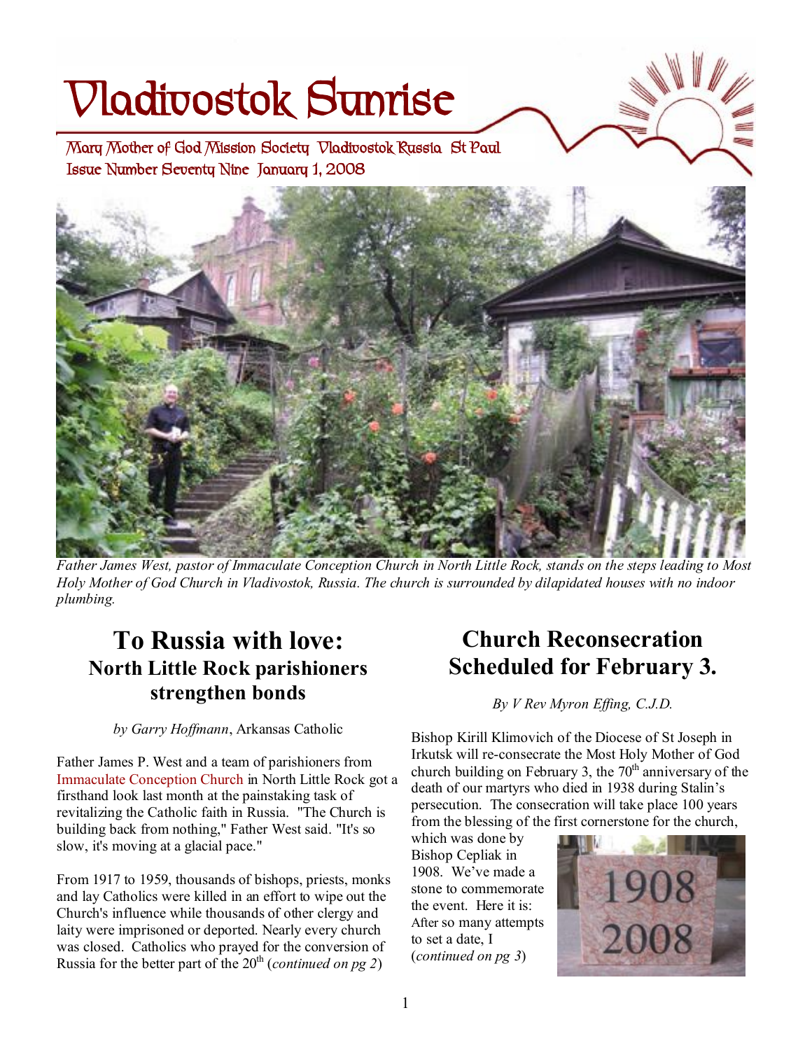# Vladivostok Sunrise

Mary Mother of God Mission Society Vladivostok Russia St Paul
Issue Number Seventy Nine January 1, 2008

*Father James West, pastor of Immaculate Conception Church in North Little Rock, stands on the steps leading to Most Holy Mother of God Church in Vladivostok, Russia. The church is surrounded by dilapidated houses with no indoor plumbing.*

## To Russia with love:
### North Little Rock parishioners strengthen bonds

*by Garry Hoffmann*, Arkansas Catholic

Father James P. West and a team of parishioners from Immaculate Conception Church in North Little Rock got a firsthand look last month at the painstaking task of revitalizing the Catholic faith in Russia. "The Church is building back from nothing," Father West said. "It's so slow, it's moving at a glacial pace."

From 1917 to 1959, thousands of bishops, priests, monks and lay Catholics were killed in an effort to wipe out the Church's influence while thousands of other clergy and laity were imprisoned or deported. Nearly every church was closed. Catholics who prayed for the conversion of Russia for the better part of the 20th (*continued on pg 2*)

## Church Reconsecration Scheduled for February 3.

*By V Rev Myron Effing, C.J.D.*

Bishop Kirill Klimovich of the Diocese of St Joseph in Irkutsk will re-consecrate the Most Holy Mother of God church building on February 3, the 70th anniversary of the death of our martyrs who died in 1938 during Stalin's persecution. The consecration will take place 100 years from the blessing of the first cornerstone for the church, which was done by Bishop Cepliak in 1908. We've made a stone to commemorate the event. Here it is: After so many attempts to set a date, I (*continued on pg 3*)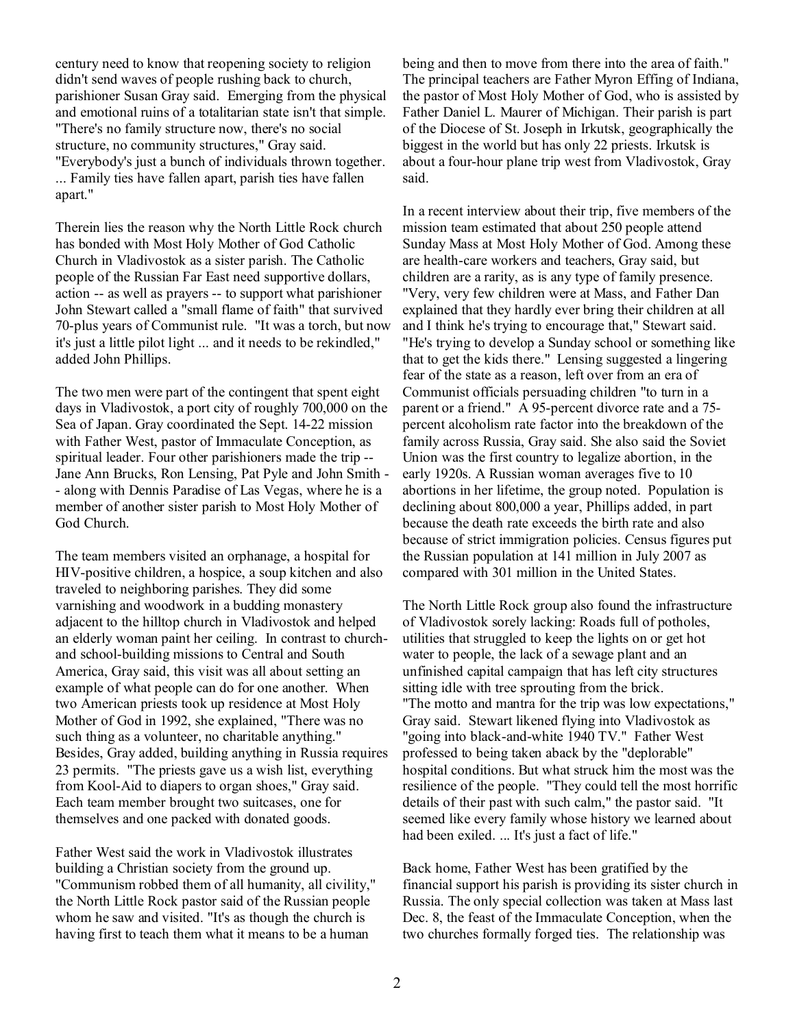century need to know that reopening society to religion didn't send waves of people rushing back to church, parishioner Susan Gray said. Emerging from the physical and emotional ruins of a totalitarian state isn't that simple. "There's no family structure now, there's no social structure, no community structures," Gray said. "Everybody's just a bunch of individuals thrown together. ... Family ties have fallen apart, parish ties have fallen apart."

Therein lies the reason why the North Little Rock church has bonded with Most Holy Mother of God Catholic Church in Vladivostok as a sister parish. The Catholic people of the Russian Far East need supportive dollars, action -- as well as prayers -- to support what parishioner John Stewart called a "small flame of faith" that survived 70-plus years of Communist rule. "It was a torch, but now it's just a little pilot light ... and it needs to be rekindled," added John Phillips.

The two men were part of the contingent that spent eight days in Vladivostok, a port city of roughly 700,000 on the Sea of Japan. Gray coordinated the Sept. 14-22 mission with Father West, pastor of Immaculate Conception, as spiritual leader. Four other parishioners made the trip -- Jane Ann Brucks, Ron Lensing, Pat Pyle and John Smith -- along with Dennis Paradise of Las Vegas, where he is a member of another sister parish to Most Holy Mother of God Church.

The team members visited an orphanage, a hospital for HIV-positive children, a hospice, a soup kitchen and also traveled to neighboring parishes. They did some varnishing and woodwork in a budding monastery adjacent to the hilltop church in Vladivostok and helped an elderly woman paint her ceiling. In contrast to church- and school-building missions to Central and South America, Gray said, this visit was all about setting an example of what people can do for one another. When two American priests took up residence at Most Holy Mother of God in 1992, she explained, "There was no such thing as a volunteer, no charitable anything." Besides, Gray added, building anything in Russia requires 23 permits. "The priests gave us a wish list, everything from Kool-Aid to diapers to organ shoes," Gray said. Each team member brought two suitcases, one for themselves and one packed with donated goods.

Father West said the work in Vladivostok illustrates building a Christian society from the ground up. "Communism robbed them of all humanity, all civility," the North Little Rock pastor said of the Russian people whom he saw and visited. "It's as though the church is having first to teach them what it means to be a human being and then to move from there into the area of faith." The principal teachers are Father Myron Effing of Indiana, the pastor of Most Holy Mother of God, who is assisted by Father Daniel L. Maurer of Michigan. Their parish is part of the Diocese of St. Joseph in Irkutsk, geographically the biggest in the world but has only 22 priests. Irkutsk is about a four-hour plane trip west from Vladivostok, Gray said.

In a recent interview about their trip, five members of the mission team estimated that about 250 people attend Sunday Mass at Most Holy Mother of God. Among these are health-care workers and teachers, Gray said, but children are a rarity, as is any type of family presence. "Very, very few children were at Mass, and Father Dan explained that they hardly ever bring their children at all and I think he's trying to encourage that," Stewart said. "He's trying to develop a Sunday school or something like that to get the kids there." Lensing suggested a lingering fear of the state as a reason, left over from an era of Communist officials persuading children "to turn in a parent or a friend." A 95-percent divorce rate and a 75-percent alcoholism rate factor into the breakdown of the family across Russia, Gray said. She also said the Soviet Union was the first country to legalize abortion, in the early 1920s. A Russian woman averages five to 10 abortions in her lifetime, the group noted. Population is declining about 800,000 a year, Phillips added, in part because the death rate exceeds the birth rate and also because of strict immigration policies. Census figures put the Russian population at 141 million in July 2007 as compared with 301 million in the United States.

The North Little Rock group also found the infrastructure of Vladivostok sorely lacking: Roads full of potholes, utilities that struggled to keep the lights on or get hot water to people, the lack of a sewage plant and an unfinished capital campaign that has left city structures sitting idle with tree sprouting from the brick.
"The motto and mantra for the trip was low expectations," Gray said. Stewart likened flying into Vladivostok as "going into black-and-white 1940 TV." Father West professed to being taken aback by the "deplorable" hospital conditions. But what struck him the most was the resilience of the people. "They could tell the most horrific details of their past with such calm," the pastor said. "It seemed like every family whose history we learned about had been exiled. ... It's just a fact of life."

Back home, Father West has been gratified by the financial support his parish is providing its sister church in Russia. The only special collection was taken at Mass last Dec. 8, the feast of the Immaculate Conception, when the two churches formally forged ties. The relationship was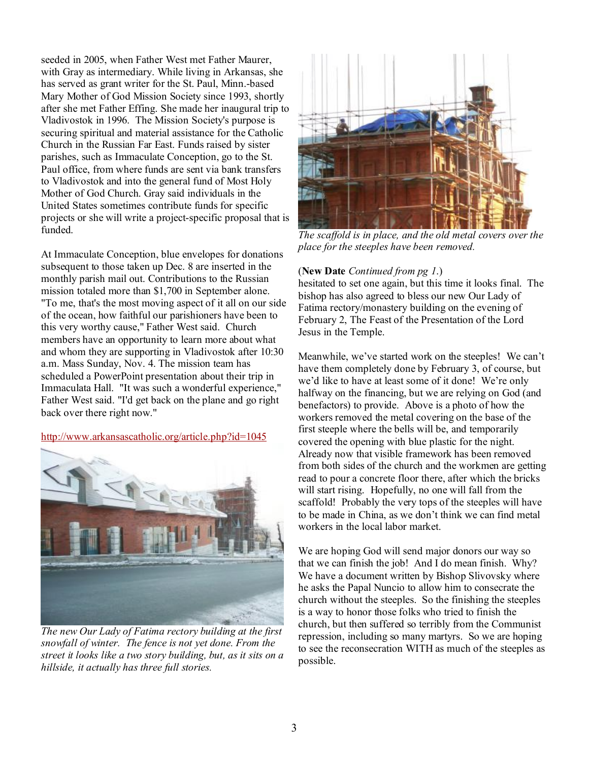seeded in 2005, when Father West met Father Maurer, with Gray as intermediary. While living in Arkansas, she has served as grant writer for the St. Paul, Minn.-based Mary Mother of God Mission Society since 1993, shortly after she met Father Effing. She made her inaugural trip to Vladivostok in 1996. The Mission Society's purpose is securing spiritual and material assistance for the Catholic Church in the Russian Far East. Funds raised by sister parishes, such as Immaculate Conception, go to the St. Paul office, from where funds are sent via bank transfers to Vladivostok and into the general fund of Most Holy Mother of God Church. Gray said individuals in the United States sometimes contribute funds for specific projects or she will write a project-specific proposal that is funded.

At Immaculate Conception, blue envelopes for donations subsequent to those taken up Dec. 8 are inserted in the monthly parish mail out. Contributions to the Russian mission totaled more than $1,700 in September alone. "To me, that's the most moving aspect of it all on our side of the ocean, how faithful our parishioners have been to this very worthy cause," Father West said. Church members have an opportunity to learn more about what and whom they are supporting in Vladivostok after 10:30 a.m. Mass Sunday, Nov. 4. The mission team has scheduled a PowerPoint presentation about their trip in Immaculata Hall. "It was such a wonderful experience," Father West said. "I'd get back on the plane and go right back over there right now."

http://www.arkansascatholic.org/article.php?id=1045

*The new Our Lady of Fatima rectory building at the first snowfall of winter. The fence is not yet done. From the street it looks like a two story building, but, as it sits on a hillside, it actually has three full stories.*

*The scaffold is in place, and the old metal covers over the place for the steeples have been removed.*

(**New Date** *Continued from pg 1.*)
hesitated to set one again, but this time it looks final. The bishop has also agreed to bless our new Our Lady of Fatima rectory/monastery building on the evening of February 2, The Feast of the Presentation of the Lord Jesus in the Temple.

Meanwhile, we've started work on the steeples! We can't have them completely done by February 3, of course, but we'd like to have at least some of it done! We're only halfway on the financing, but we are relying on God (and benefactors) to provide. Above is a photo of how the workers removed the metal covering on the base of the first steeple where the bells will be, and temporarily covered the opening with blue plastic for the night. Already now that visible framework has been removed from both sides of the church and the workmen are getting read to pour a concrete floor there, after which the bricks will start rising. Hopefully, no one will fall from the scaffold! Probably the very tops of the steeples will have to be made in China, as we don't think we can find metal workers in the local labor market.

We are hoping God will send major donors our way so that we can finish the job! And I do mean finish. Why? We have a document written by Bishop Slivovsky where he asks the Papal Nuncio to allow him to consecrate the church without the steeples. So the finishing the steeples is a way to honor those folks who tried to finish the church, but then suffered so terribly from the Communist repression, including so many martyrs. So we are hoping to see the reconsecration WITH as much of the steeples as possible.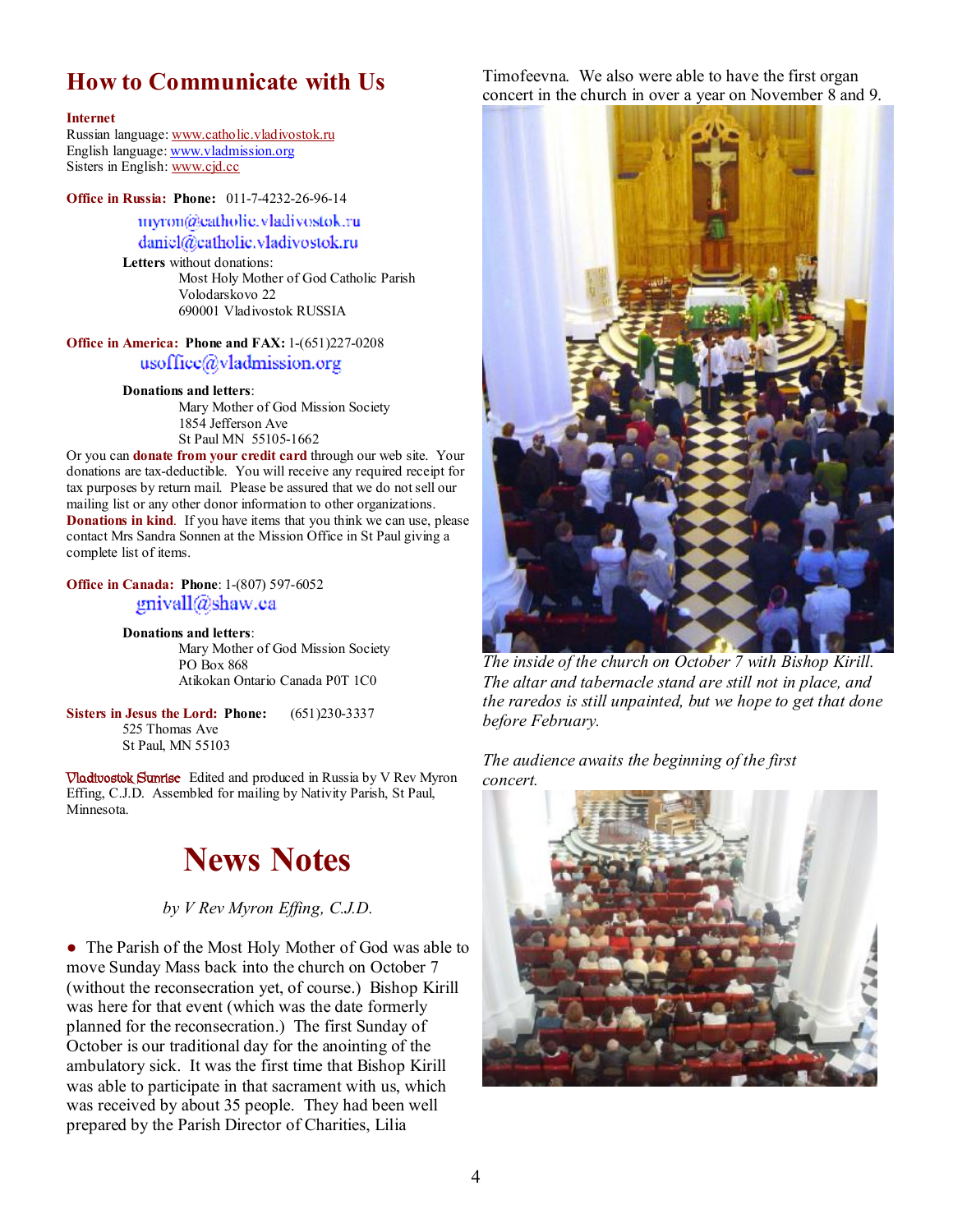## How to Communicate with Us

**Internet**
Russian language: www.catholic.vladivostok.ru
English language: www.vladmission.org
Sisters in English: www.cjd.cc

**Office in Russia:** **Phone:** 011-7-4232-26-96-14
myron@catholic.vladivostok.ru
daniel@catholic.vladivostok.ru

**Letters** without donations:
Most Holy Mother of God Catholic Parish
Volodarskovo 22
690001 Vladivostok RUSSIA

**Office in America:** **Phone and FAX:** 1-(651)227-0208
usoffice@vladmission.org

**Donations and letters**:
Mary Mother of God Mission Society
1854 Jefferson Ave
St Paul MN 55105-1662

Or you can **donate from your credit card** through our web site. Your donations are tax-deductible. You will receive any required receipt for tax purposes by return mail. Please be assured that we do not sell our mailing list or any other donor information to other organizations. **Donations in kind**. If you have items that you think we can use, please contact Mrs Sandra Sonnen at the Mission Office in St Paul giving a complete list of items.

**Office in Canada:** **Phone**: 1-(807) 597-6052
gnivall@shaw.ca

**Donations and letters**:
Mary Mother of God Mission Society
PO Box 868
Atikokan Ontario Canada P0T 1C0

**Sisters in Jesus the Lord:** **Phone:** (651)230-3337
525 Thomas Ave
St Paul, MN 55103

Vladivostok Sunrise Edited and produced in Russia by V Rev Myron Effing, C.J.D. Assembled for mailing by Nativity Parish, St Paul, Minnesota.

# News Notes

*by V Rev Myron Effing, C.J.D.*

- The Parish of the Most Holy Mother of God was able to move Sunday Mass back into the church on October 7 (without the reconsecration yet, of course.) Bishop Kirill was here for that event (which was the date formerly planned for the reconsecration.) The first Sunday of October is our traditional day for the anointing of the ambulatory sick. It was the first time that Bishop Kirill was able to participate in that sacrament with us, which was received by about 35 people. They had been well prepared by the Parish Director of Charities, Lilia Timofeevna. We also were able to have the first organ concert in the church in over a year on November 8 and 9.

*The inside of the church on October 7 with Bishop Kirill. The altar and tabernacle stand are still not in place, and the raredos is still unpainted, but we hope to get that done before February.*

*The audience awaits the beginning of the first concert.*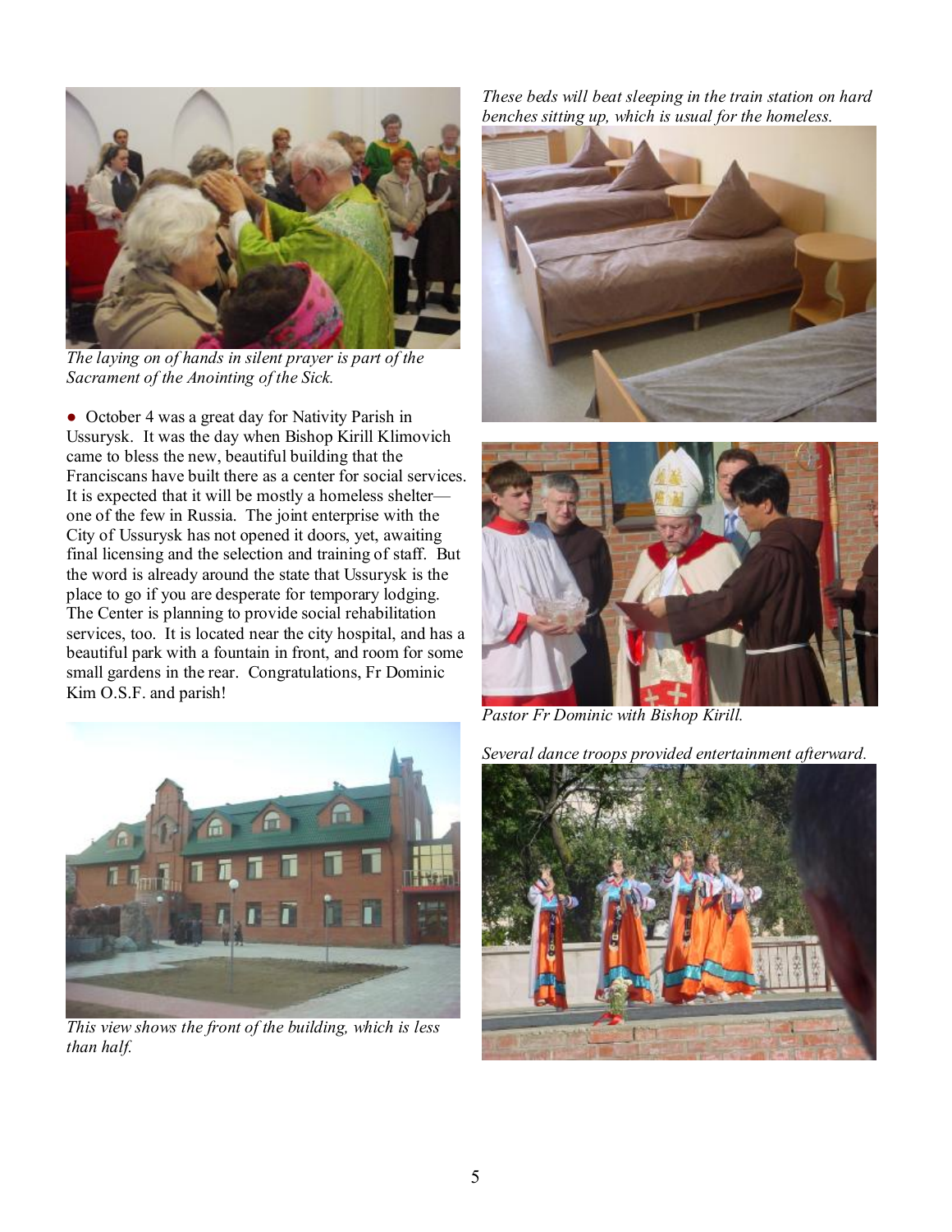*The laying on of hands in silent prayer is part of the Sacrament of the Anointing of the Sick.*

● October 4 was a great day for Nativity Parish in Ussurysk. It was the day when Bishop Kirill Klimovich came to bless the new, beautiful building that the Franciscans have built there as a center for social services. It is expected that it will be mostly a homeless shelter—one of the few in Russia. The joint enterprise with the City of Ussurysk has not opened it doors, yet, awaiting final licensing and the selection and training of staff. But the word is already around the state that Ussurysk is the place to go if you are desperate for temporary lodging. The Center is planning to provide social rehabilitation services, too. It is located near the city hospital, and has a beautiful park with a fountain in front, and room for some small gardens in the rear. Congratulations, Fr Dominic Kim O.S.F. and parish!

*This view shows the front of the building, which is less than half.*

*These beds will beat sleeping in the train station on hard benches sitting up, which is usual for the homeless.*

*Pastor Fr Dominic with Bishop Kirill.*

*Several dance troops provided entertainment afterward.*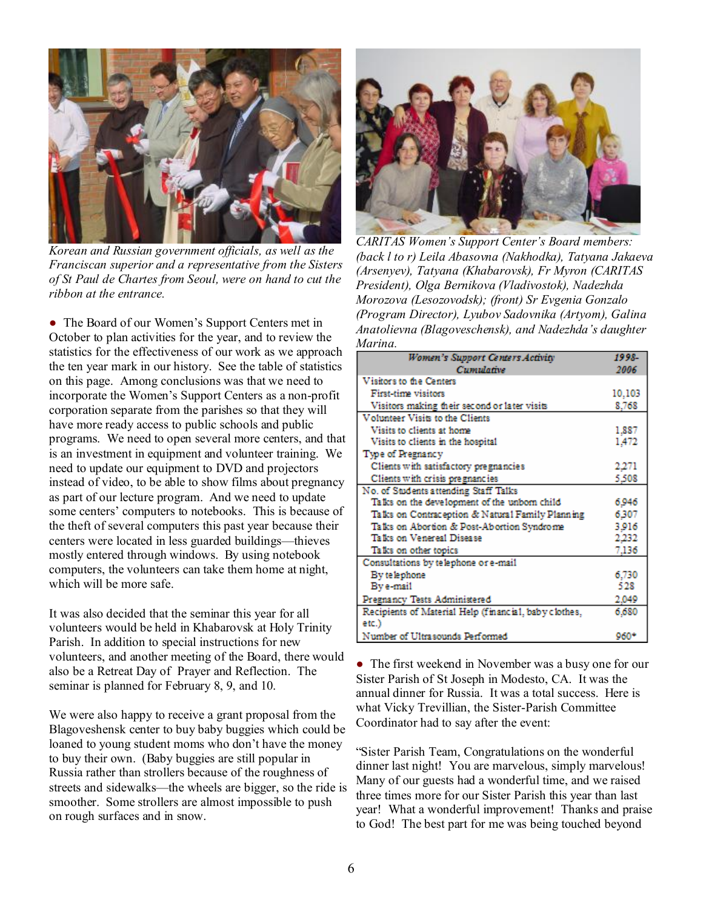*Korean and Russian government officials, as well as the Franciscan superior and a representative from the Sisters of St Paul de Chartes from Seoul, were on hand to cut the ribbon at the entrance.*

● The Board of our Women's Support Centers met in October to plan activities for the year, and to review the statistics for the effectiveness of our work as we approach the ten year mark in our history. See the table of statistics on this page. Among conclusions was that we need to incorporate the Women's Support Centers as a non-profit corporation separate from the parishes so that they will have more ready access to public schools and public programs. We need to open several more centers, and that is an investment in equipment and volunteer training. We need to update our equipment to DVD and projectors instead of video, to be able to show films about pregnancy as part of our lecture program. And we need to update some centers' computers to notebooks. This is because of the theft of several computers this past year because their centers were located in less guarded buildings—thieves mostly entered through windows. By using notebook computers, the volunteers can take them home at night, which will be more safe.

It was also decided that the seminar this year for all volunteers would be held in Khabarovsk at Holy Trinity Parish. In addition to special instructions for new volunteers, and another meeting of the Board, there would also be a Retreat Day of Prayer and Reflection. The seminar is planned for February 8, 9, and 10.

We were also happy to receive a grant proposal from the Blagoveshensk center to buy baby buggies which could be loaned to young student moms who don't have the money to buy their own. (Baby buggies are still popular in Russia rather than strollers because of the roughness of streets and sidewalks—the wheels are bigger, so the ride is smoother. Some strollers are almost impossible to push on rough surfaces and in snow.

*CARITAS Women's Support Center's Board members: (back l to r) Leila Abasovna (Nakhodka), Tatyana Jakaeva (Arsenyev), Tatyana (Khabarovsk), Fr Myron (CARITAS President), Olga Bernikova (Vladivostok), Nadezhda Morozova (Lesozovodsk); (front) Sr Evgenia Gonzalo (Program Director), Lyubov Sadovnika (Artyom), Galina Anatolievna (Blagoveschensk), and Nadezhda's daughter Marina.*

| *Women's Support Centers Activity Cumulative* | *1998-2006* |
|---|---|
| Visitors to the Centers | |
| First-time visitors | 10,103 |
| Visitors making their second or later visits | 8,768 |
| Volunteer Visits to the Clients | |
| Visits to clients at home | 1,887 |
| Visits to clients in the hospital | 1,472 |
| Type of Pregnancy | |
| Clients with satisfactory pregnancies | 2,271 |
| Clients with crisis pregnancies | 5,508 |
| No. of Students attending Staff Talks | |
| Talks on the development of the unborn child | 6,946 |
| Talks on Contraception & Natural Family Planning | 6,307 |
| Talks on Abortion & Post-Abortion Syndrome | 3,916 |
| Talks on Venereal Disease | 2,232 |
| Talks on other topics | 7,136 |
| Consultations by telephone or e-mail | |
| By telephone | 6,730 |
| By e-mail | 528 |
| Pregnancy Tests Administered | 2,049 |
| Recipients of Material Help (financial, baby clothes, etc.) | 6,680 |
| Number of Ultrasounds Performed | 960* |

● The first weekend in November was a busy one for our Sister Parish of St Joseph in Modesto, CA. It was the annual dinner for Russia. It was a total success. Here is what Vicky Trevillian, the Sister-Parish Committee Coordinator had to say after the event:

"Sister Parish Team, Congratulations on the wonderful dinner last night! You are marvelous, simply marvelous! Many of our guests had a wonderful time, and we raised three times more for our Sister Parish this year than last year! What a wonderful improvement! Thanks and praise to God! The best part for me was being touched beyond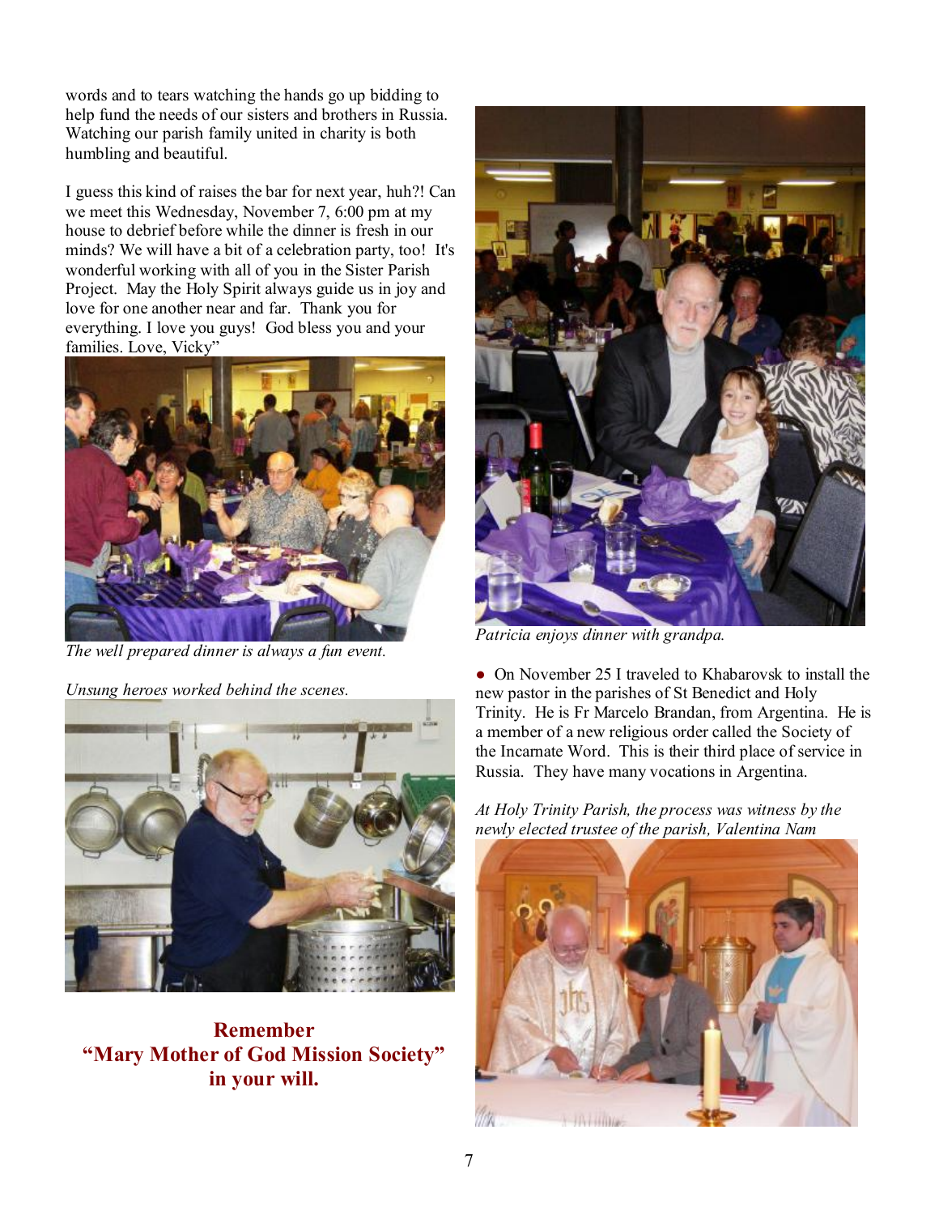words and to tears watching the hands go up bidding to help fund the needs of our sisters and brothers in Russia. Watching our parish family united in charity is both humbling and beautiful.

I guess this kind of raises the bar for next year, huh?! Can we meet this Wednesday, November 7, 6:00 pm at my house to debrief before while the dinner is fresh in our minds? We will have a bit of a celebration party, too! It's wonderful working with all of you in the Sister Parish Project. May the Holy Spirit always guide us in joy and love for one another near and far. Thank you for everything. I love you guys! God bless you and your families. Love, Vicky"

*The well prepared dinner is always a fun event.*

*Unsung heroes worked behind the scenes.*

**Remember "Mary Mother of God Mission Society" in your will.**

*Patricia enjoys dinner with grandpa.*

- On November 25 I traveled to Khabarovsk to install the new pastor in the parishes of St Benedict and Holy Trinity. He is Fr Marcelo Brandan, from Argentina. He is a member of a new religious order called the Society of the Incarnate Word. This is their third place of service in Russia. They have many vocations in Argentina.

*At Holy Trinity Parish, the process was witness by the newly elected trustee of the parish, Valentina Nam*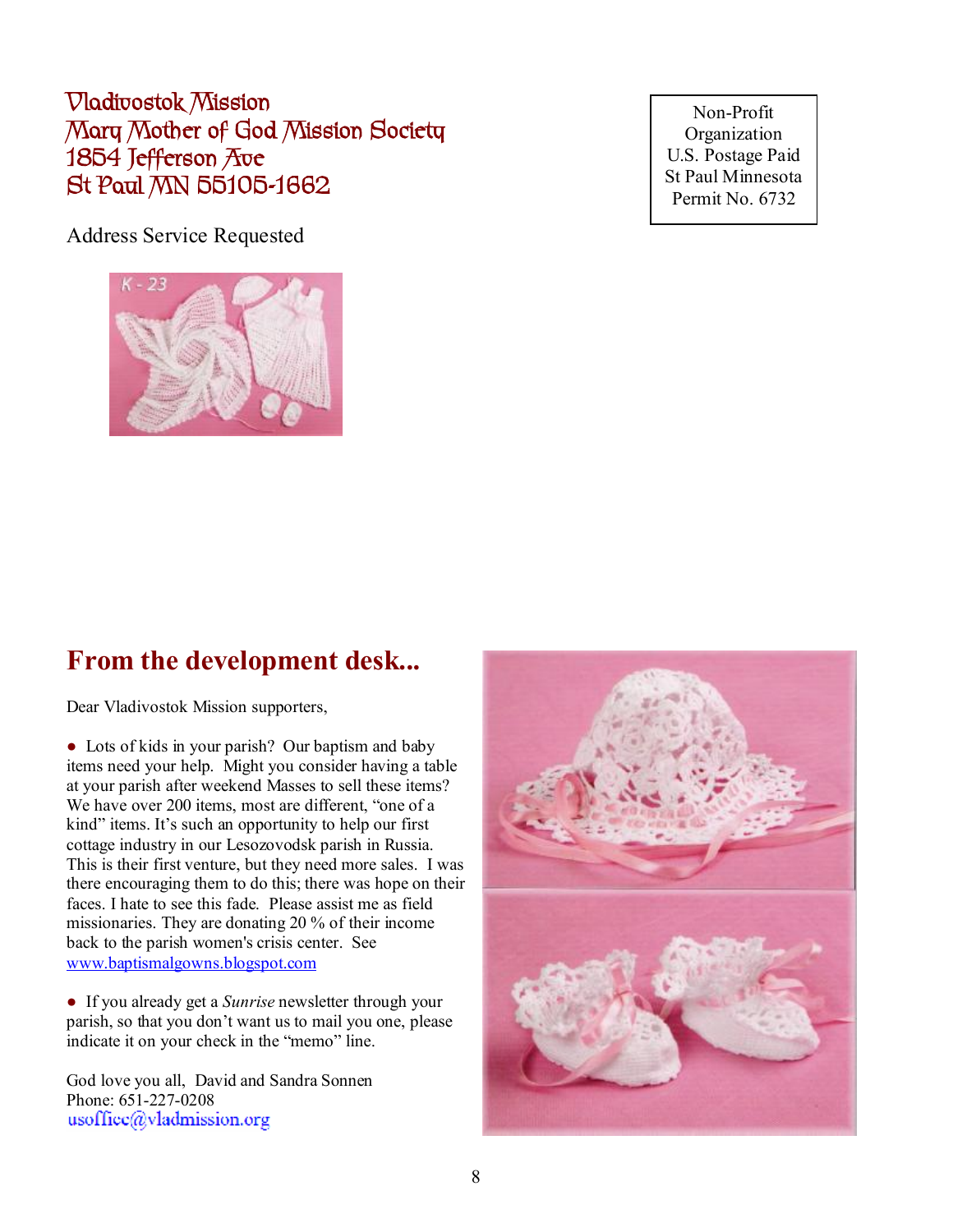Vladivostok Mission
Mary Mother of God Mission Society
1854 Jefferson Ave
St Paul MN 55105-1662

Address Service Requested

Non-Profit Organization
U.S. Postage Paid
St Paul Minnesota
Permit No. 6732

K - 23

## From the development desk...

Dear Vladivostok Mission supporters,

● Lots of kids in your parish? Our baptism and baby items need your help. Might you consider having a table at your parish after weekend Masses to sell these items? We have over 200 items, most are different, "one of a kind" items. It's such an opportunity to help our first cottage industry in our Lesozovodsk parish in Russia. This is their first venture, but they need more sales. I was there encouraging them to do this; there was hope on their faces. I hate to see this fade. Please assist me as field missionaries. They are donating 20 % of their income back to the parish women's crisis center. See www.baptismalgowns.blogspot.com

● If you already get a *Sunrise* newsletter through your parish, so that you don't want us to mail you one, please indicate it on your check in the "memo" line.

God love you all, David and Sandra Sonnen
Phone: 651-227-0208
usoffice@vladmission.org